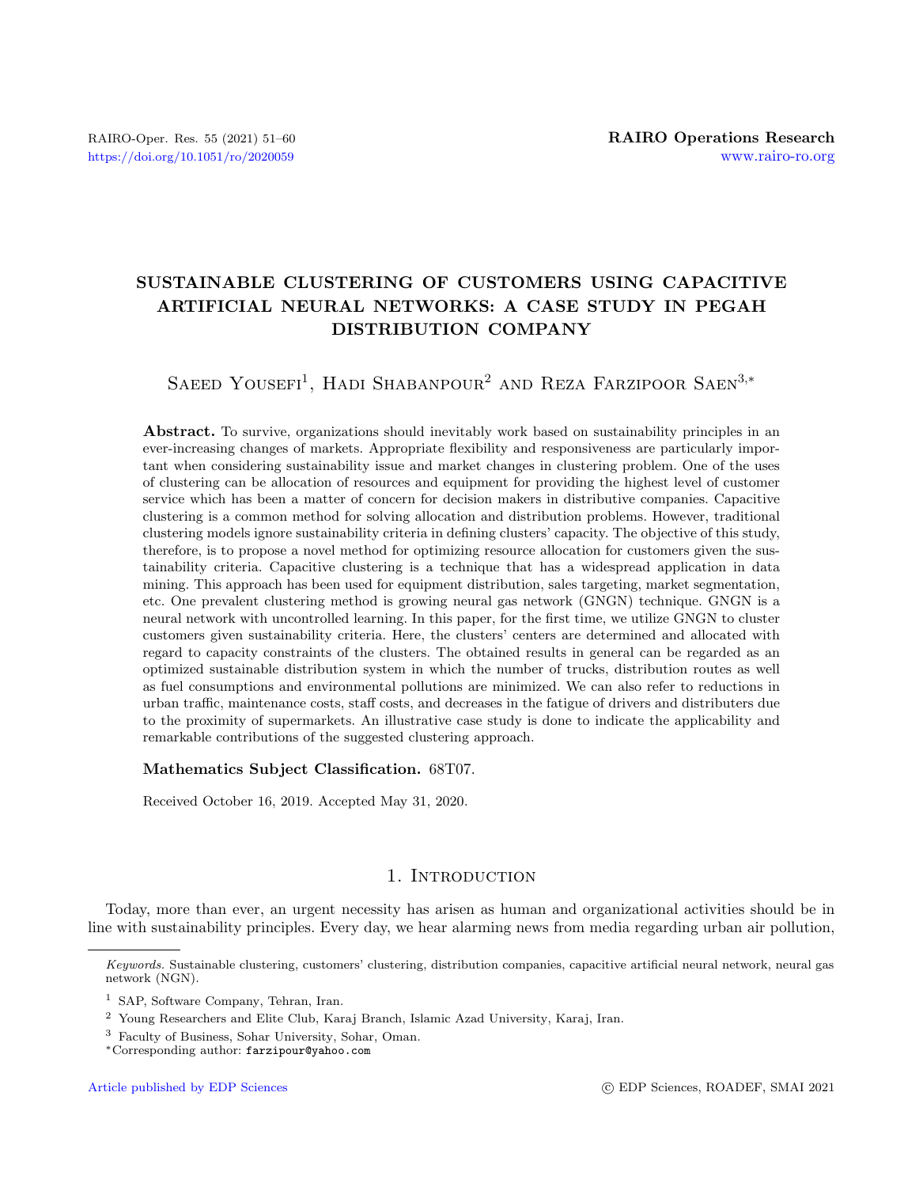# SUSTAINABLE CLUSTERING OF CUSTOMERS USING CAPACITIVE ARTIFICIAL NEURAL NETWORKS: A CASE STUDY IN PEGAH DISTRIBUTION COMPANY

Saeed Yousefi[1], Hadi Shabanpour[2] and Reza Farzipoor Saen[3,*]

**Abstract.** To survive, organizations should inevitably work based on sustainability principles in an ever-increasing changes of markets. Appropriate flexibility and responsiveness are particularly important when considering sustainability issue and market changes in clustering problem. One of the uses of clustering can be allocation of resources and equipment for providing the highest level of customer service which has been a matter of concern for decision makers in distributive companies. Capacitive clustering is a common method for solving allocation and distribution problems. However, traditional clustering models ignore sustainability criteria in defining clusters' capacity. The objective of this study, therefore, is to propose a novel method for optimizing resource allocation for customers given the sustainability criteria. Capacitive clustering is a technique that has a widespread application in data mining. This approach has been used for equipment distribution, sales targeting, market segmentation, etc. One prevalent clustering method is growing neural gas network (GNGN) technique. GNGN is a neural network with uncontrolled learning. In this paper, for the first time, we utilize GNGN to cluster customers given sustainability criteria. Here, the clusters' centers are determined and allocated with regard to capacity constraints of the clusters. The obtained results in general can be regarded as an optimized sustainable distribution system in which the number of trucks, distribution routes as well as fuel consumptions and environmental pollutions are minimized. We can also refer to reductions in urban traffic, maintenance costs, staff costs, and decreases in the fatigue of drivers and distributers due to the proximity of supermarkets. An illustrative case study is done to indicate the applicability and remarkable contributions of the suggested clustering approach.

**Mathematics Subject Classification.** 68T07.

Received October 16, 2019. Accepted May 31, 2020.

## 1. Introduction

Today, more than ever, an urgent necessity has arisen as human and organizational activities should be in line with sustainability principles. Every day, we hear alarming news from media regarding urban air pollution,

---

*Keywords.* Sustainable clustering, customers' clustering, distribution companies, capacitive artificial neural network, neural gas network (NGN).

[1] SAP, Software Company, Tehran, Iran.

[2] Young Researchers and Elite Club, Karaj Branch, Islamic Azad University, Karaj, Iran.

[3] Faculty of Business, Sohar University, Sohar, Oman.

*Corresponding author: farzipour@yahoo.com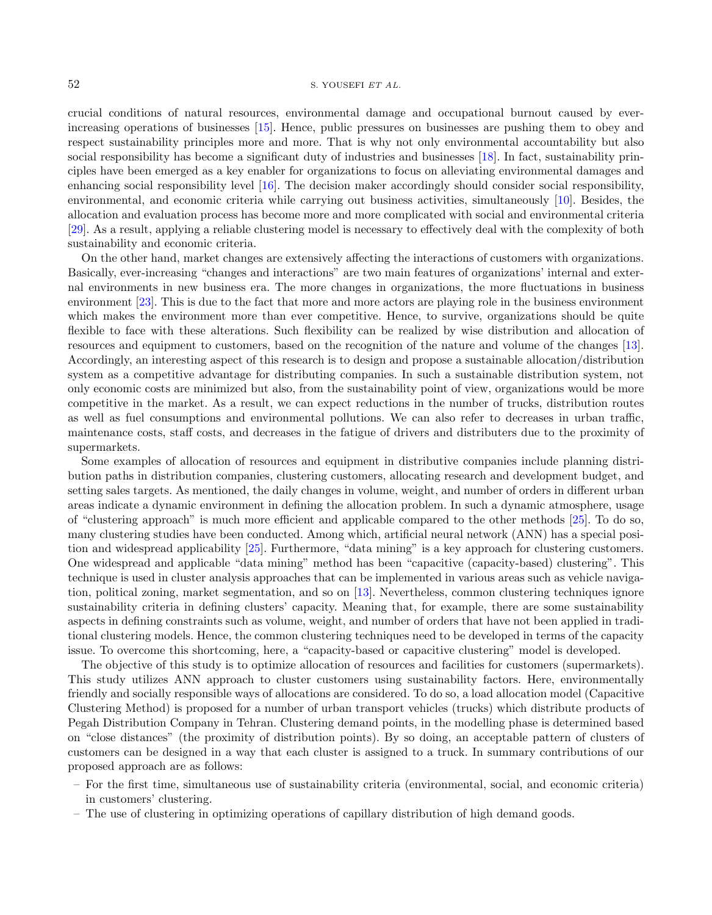crucial conditions of natural resources, environmental damage and occupational burnout caused by ever-increasing operations of businesses [15]. Hence, public pressures on businesses are pushing them to obey and respect sustainability principles more and more. That is why not only environmental accountability but also social responsibility has become a significant duty of industries and businesses [18]. In fact, sustainability principles have been emerged as a key enabler for organizations to focus on alleviating environmental damages and enhancing social responsibility level [16]. The decision maker accordingly should consider social responsibility, environmental, and economic criteria while carrying out business activities, simultaneously [10]. Besides, the allocation and evaluation process has become more and more complicated with social and environmental criteria [29]. As a result, applying a reliable clustering model is necessary to effectively deal with the complexity of both sustainability and economic criteria.

On the other hand, market changes are extensively affecting the interactions of customers with organizations. Basically, ever-increasing "changes and interactions" are two main features of organizations' internal and external environments in new business era. The more changes in organizations, the more fluctuations in business environment [23]. This is due to the fact that more and more actors are playing role in the business environment which makes the environment more than ever competitive. Hence, to survive, organizations should be quite flexible to face with these alterations. Such flexibility can be realized by wise distribution and allocation of resources and equipment to customers, based on the recognition of the nature and volume of the changes [13]. Accordingly, an interesting aspect of this research is to design and propose a sustainable allocation/distribution system as a competitive advantage for distributing companies. In such a sustainable distribution system, not only economic costs are minimized but also, from the sustainability point of view, organizations would be more competitive in the market. As a result, we can expect reductions in the number of trucks, distribution routes as well as fuel consumptions and environmental pollutions. We can also refer to decreases in urban traffic, maintenance costs, staff costs, and decreases in the fatigue of drivers and distributers due to the proximity of supermarkets.

Some examples of allocation of resources and equipment in distributive companies include planning distribution paths in distribution companies, clustering customers, allocating research and development budget, and setting sales targets. As mentioned, the daily changes in volume, weight, and number of orders in different urban areas indicate a dynamic environment in defining the allocation problem. In such a dynamic atmosphere, usage of "clustering approach" is much more efficient and applicable compared to the other methods [25]. To do so, many clustering studies have been conducted. Among which, artificial neural network (ANN) has a special position and widespread applicability [25]. Furthermore, "data mining" is a key approach for clustering customers. One widespread and applicable "data mining" method has been "capacitive (capacity-based) clustering". This technique is used in cluster analysis approaches that can be implemented in various areas such as vehicle navigation, political zoning, market segmentation, and so on [13]. Nevertheless, common clustering techniques ignore sustainability criteria in defining clusters' capacity. Meaning that, for example, there are some sustainability aspects in defining constraints such as volume, weight, and number of orders that have not been applied in traditional clustering models. Hence, the common clustering techniques need to be developed in terms of the capacity issue. To overcome this shortcoming, here, a "capacity-based or capacitive clustering" model is developed.

The objective of this study is to optimize allocation of resources and facilities for customers (supermarkets). This study utilizes ANN approach to cluster customers using sustainability factors. Here, environmentally friendly and socially responsible ways of allocations are considered. To do so, a load allocation model (Capacitive Clustering Method) is proposed for a number of urban transport vehicles (trucks) which distribute products of Pegah Distribution Company in Tehran. Clustering demand points, in the modelling phase is determined based on "close distances" (the proximity of distribution points). By so doing, an acceptable pattern of clusters of customers can be designed in a way that each cluster is assigned to a truck. In summary contributions of our proposed approach are as follows:

- For the first time, simultaneous use of sustainability criteria (environmental, social, and economic criteria) in customers' clustering.
- The use of clustering in optimizing operations of capillary distribution of high demand goods.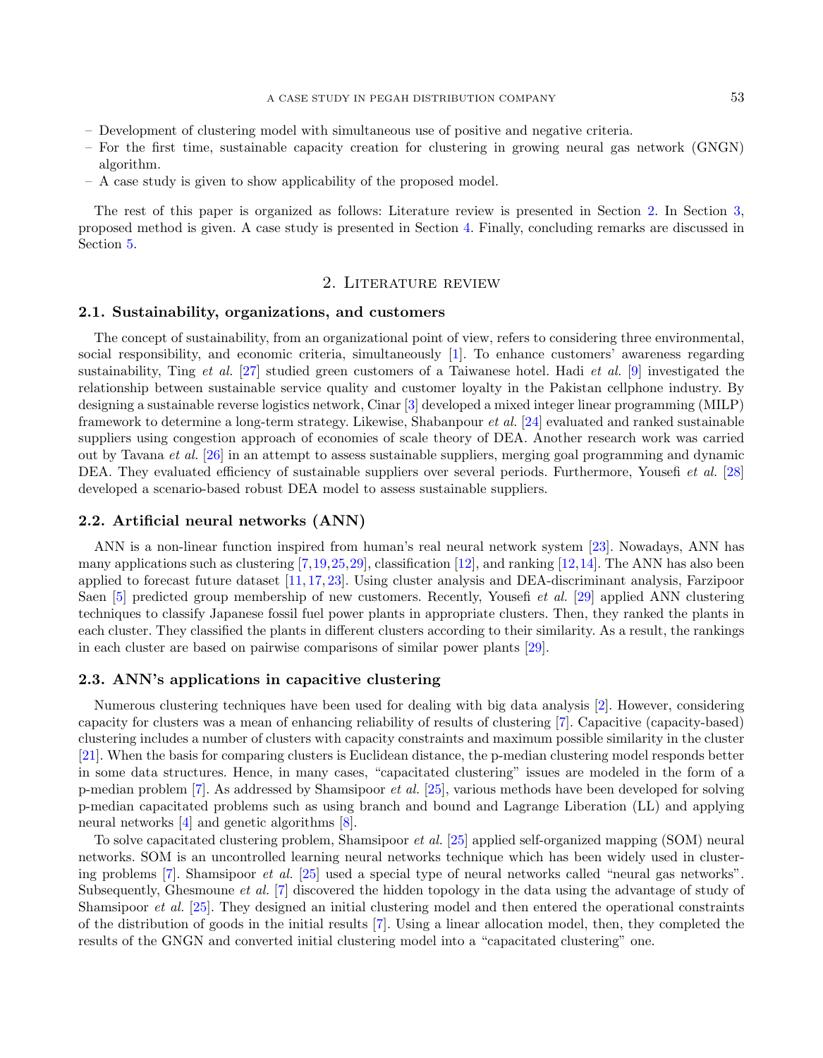- Development of clustering model with simultaneous use of positive and negative criteria.
- For the first time, sustainable capacity creation for clustering in growing neural gas network (GNGN) algorithm.
- A case study is given to show applicability of the proposed model.

The rest of this paper is organized as follows: Literature review is presented in Section 2. In Section 3, proposed method is given. A case study is presented in Section 4. Finally, concluding remarks are discussed in Section 5.

## 2. Literature review

### 2.1. Sustainability, organizations, and customers

The concept of sustainability, from an organizational point of view, refers to considering three environmental, social responsibility, and economic criteria, simultaneously [1]. To enhance customers' awareness regarding sustainability, Ting *et al.* [27] studied green customers of a Taiwanese hotel. Hadi *et al.* [9] investigated the relationship between sustainable service quality and customer loyalty in the Pakistan cellphone industry. By designing a sustainable reverse logistics network, Cinar [3] developed a mixed integer linear programming (MILP) framework to determine a long-term strategy. Likewise, Shabanpour *et al.* [24] evaluated and ranked sustainable suppliers using congestion approach of economies of scale theory of DEA. Another research work was carried out by Tavana *et al.* [26] in an attempt to assess sustainable suppliers, merging goal programming and dynamic DEA. They evaluated efficiency of sustainable suppliers over several periods. Furthermore, Yousefi *et al.* [28] developed a scenario-based robust DEA model to assess sustainable suppliers.

### 2.2. Artificial neural networks (ANN)

ANN is a non-linear function inspired from human's real neural network system [23]. Nowadays, ANN has many applications such as clustering [7,19,25,29], classification [12], and ranking [12,14]. The ANN has also been applied to forecast future dataset [11,17,23]. Using cluster analysis and DEA-discriminant analysis, Farzipoor Saen [5] predicted group membership of new customers. Recently, Yousefi *et al.* [29] applied ANN clustering techniques to classify Japanese fossil fuel power plants in appropriate clusters. Then, they ranked the plants in each cluster. They classified the plants in different clusters according to their similarity. As a result, the rankings in each cluster are based on pairwise comparisons of similar power plants [29].

### 2.3. ANN's applications in capacitive clustering

Numerous clustering techniques have been used for dealing with big data analysis [2]. However, considering capacity for clusters was a mean of enhancing reliability of results of clustering [7]. Capacitive (capacity-based) clustering includes a number of clusters with capacity constraints and maximum possible similarity in the cluster [21]. When the basis for comparing clusters is Euclidean distance, the p-median clustering model responds better in some data structures. Hence, in many cases, "capacitated clustering" issues are modeled in the form of a p-median problem [7]. As addressed by Shamsipoor *et al.* [25], various methods have been developed for solving p-median capacitated problems such as using branch and bound and Lagrange Liberation (LL) and applying neural networks [4] and genetic algorithms [8].

To solve capacitated clustering problem, Shamsipoor *et al.* [25] applied self-organized mapping (SOM) neural networks. SOM is an uncontrolled learning neural networks technique which has been widely used in clustering problems [7]. Shamsipoor *et al.* [25] used a special type of neural networks called "neural gas networks". Subsequently, Ghesmoune *et al.* [7] discovered the hidden topology in the data using the advantage of study of Shamsipoor *et al.* [25]. They designed an initial clustering model and then entered the operational constraints of the distribution of goods in the initial results [7]. Using a linear allocation model, then, they completed the results of the GNGN and converted initial clustering model into a "capacitated clustering" one.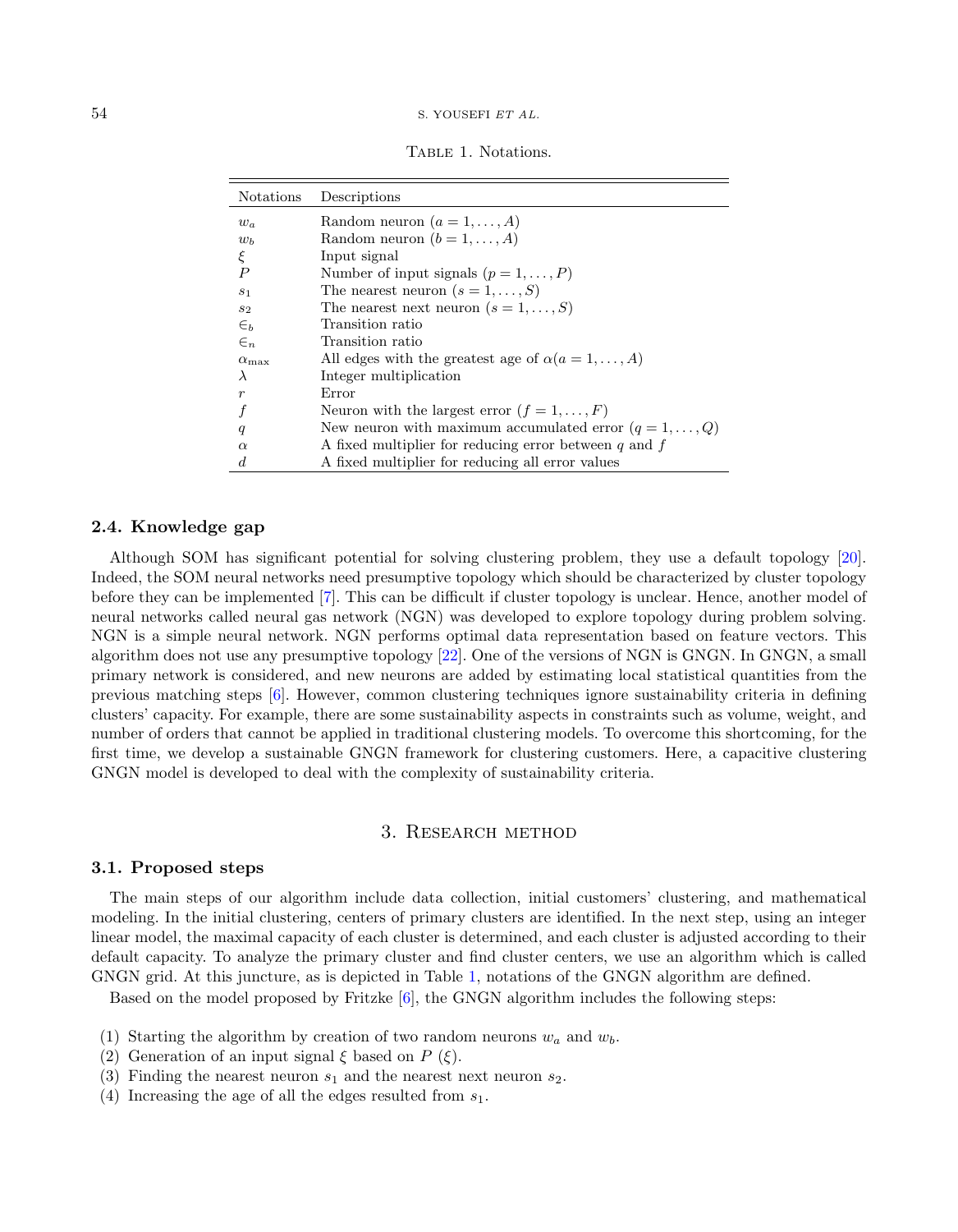Table 1. Notations.

| Notations | Descriptions |
|---|---|
| $w_a$ | Random neuron ($a = 1, \ldots, A$) |
| $w_b$ | Random neuron ($b = 1, \ldots, A$) |
| $\xi$ | Input signal |
| $P$ | Number of input signals ($p = 1, \ldots, P$) |
| $s_1$ | The nearest neuron ($s = 1, \ldots, S$) |
| $s_2$ | The nearest next neuron ($s = 1, \ldots, S$) |
| $\in_b$ | Transition ratio |
| $\in_n$ | Transition ratio |
| $\alpha_{\max}$ | All edges with the greatest age of $\alpha (a = 1, \ldots, A)$ |
| $\lambda$ | Integer multiplication |
| $r$ | Error |
| $f$ | Neuron with the largest error ($f = 1, \ldots, F$) |
| $q$ | New neuron with maximum accumulated error ($q = 1, \ldots, Q$) |
| $\alpha$ | A fixed multiplier for reducing error between $q$ and $f$ |
| $d$ | A fixed multiplier for reducing all error values |

### 2.4. Knowledge gap

Although SOM has significant potential for solving clustering problem, they use a default topology [20]. Indeed, the SOM neural networks need presumptive topology which should be characterized by cluster topology before they can be implemented [7]. This can be difficult if cluster topology is unclear. Hence, another model of neural networks called neural gas network (NGN) was developed to explore topology during problem solving. NGN is a simple neural network. NGN performs optimal data representation based on feature vectors. This algorithm does not use any presumptive topology [22]. One of the versions of NGN is GNGN. In GNGN, a small primary network is considered, and new neurons are added by estimating local statistical quantities from the previous matching steps [6]. However, common clustering techniques ignore sustainability criteria in defining clusters' capacity. For example, there are some sustainability aspects in constraints such as volume, weight, and number of orders that cannot be applied in traditional clustering models. To overcome this shortcoming, for the first time, we develop a sustainable GNGN framework for clustering customers. Here, a capacitive clustering GNGN model is developed to deal with the complexity of sustainability criteria.

## 3. Research method

### 3.1. Proposed steps

The main steps of our algorithm include data collection, initial customers' clustering, and mathematical modeling. In the initial clustering, centers of primary clusters are identified. In the next step, using an integer linear model, the maximal capacity of each cluster is determined, and each cluster is adjusted according to their default capacity. To analyze the primary cluster and find cluster centers, we use an algorithm which is called GNGN grid. At this juncture, as is depicted in Table 1, notations of the GNGN algorithm are defined.

Based on the model proposed by Fritzke [6], the GNGN algorithm includes the following steps:

(1) Starting the algorithm by creation of two random neurons $w_a$ and $w_b$.
(2) Generation of an input signal $\xi$ based on $P$ ($\xi$).
(3) Finding the nearest neuron $s_1$ and the nearest next neuron $s_2$.
(4) Increasing the age of all the edges resulted from $s_1$.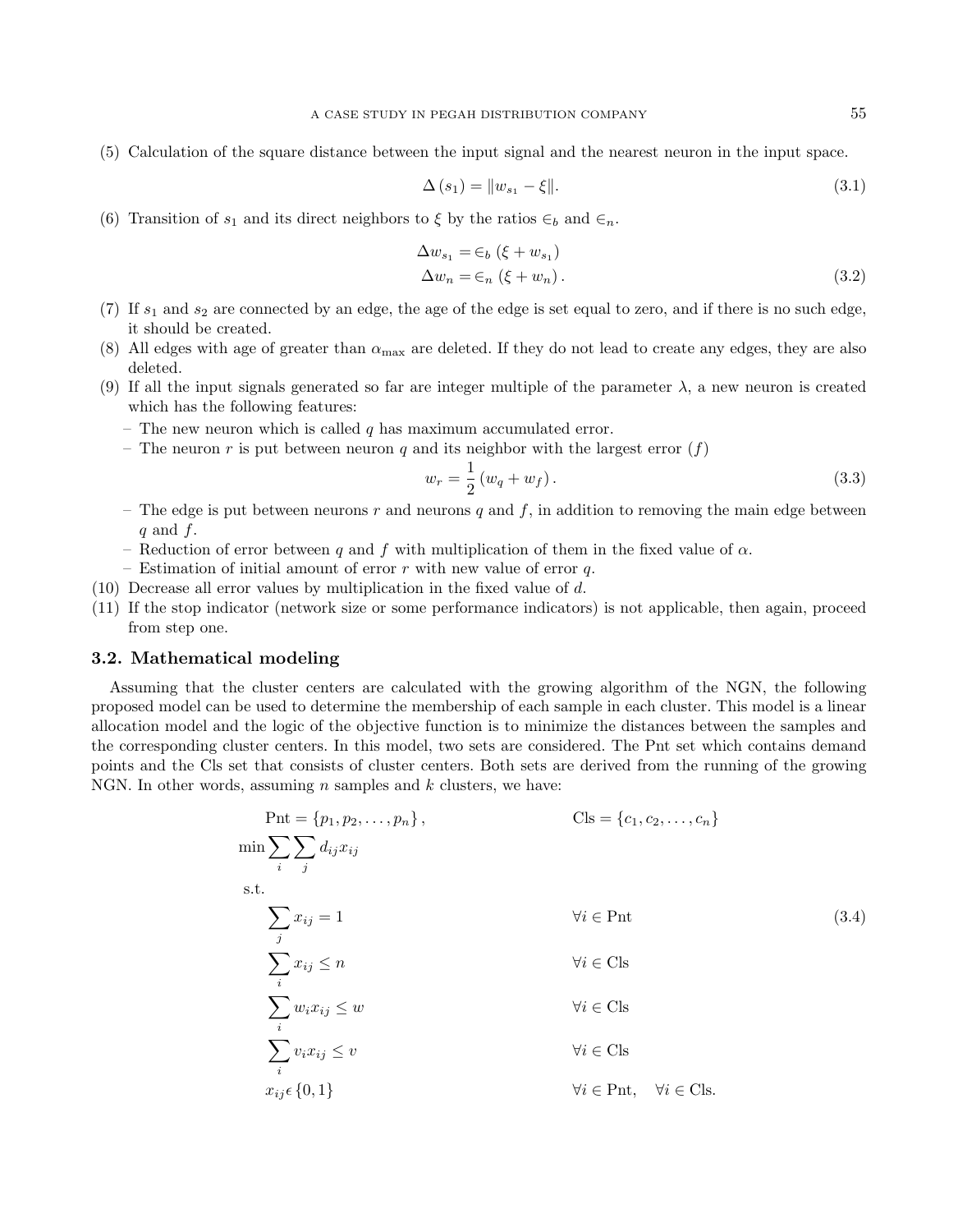(5) Calculation of the square distance between the input signal and the nearest neuron in the input space.

$$\Delta(s_1) = \|w_{s_1} - \xi\|. \tag{3.1}$$

(6) Transition of $s_1$ and its direct neighbors to $\xi$ by the ratios $\in_b$ and $\in_n$.

$$\begin{aligned} \Delta w_{s_1} &= \in_b (\xi + w_{s_1}) \\ \Delta w_n &= \in_n (\xi + w_n). \end{aligned} \tag{3.2}$$

(7) If $s_1$ and $s_2$ are connected by an edge, the age of the edge is set equal to zero, and if there is no such edge, it should be created.

(8) All edges with age of greater than $\alpha_{\max}$ are deleted. If they do not lead to create any edges, they are also deleted.

(9) If all the input signals generated so far are integer multiple of the parameter $\lambda$, a new neuron is created which has the following features:
   - The new neuron which is called $q$ has maximum accumulated error.
   - The neuron $r$ is put between neuron $q$ and its neighbor with the largest error $(f)$

$$w_r = \frac{1}{2}(w_q + w_f). \tag{3.3}$$

   - The edge is put between neurons $r$ and neurons $q$ and $f$, in addition to removing the main edge between $q$ and $f$.
   - Reduction of error between $q$ and $f$ with multiplication of them in the fixed value of $\alpha$.
   - Estimation of initial amount of error $r$ with new value of error $q$.

(10) Decrease all error values by multiplication in the fixed value of $d$.

(11) If the stop indicator (network size or some performance indicators) is not applicable, then again, proceed from step one.

### 3.2. Mathematical modeling

Assuming that the cluster centers are calculated with the growing algorithm of the NGN, the following proposed model can be used to determine the membership of each sample in each cluster. This model is a linear allocation model and the logic of the objective function is to minimize the distances between the samples and the corresponding cluster centers. In this model, two sets are considered. The Pnt set which contains demand points and the Cls set that consists of cluster centers. Both sets are derived from the running of the growing NGN. In other words, assuming $n$ samples and $k$ clusters, we have:

$$\begin{aligned}
&\text{Pnt} = \{p_1, p_2, \ldots, p_n\}, && \text{Cls} = \{c_1, c_2, \ldots, c_n\} \\
&\min \sum_i \sum_j d_{ij} x_{ij} && \\
&\text{s.t.} && \\
&\sum_j x_{ij} = 1 && \forall i \in \text{Pnt} \\
&\sum_i x_{ij} \le n && \forall i \in \text{Cls} \\
&\sum_i w_i x_{ij} \le w && \forall i \in \text{Cls} \\
&\sum_i v_i x_{ij} \le v && \forall i \in \text{Cls} \\
&x_{ij} \epsilon \{0, 1\} && \forall i \in \text{Pnt}, \quad \forall i \in \text{Cls}.
\end{aligned} \tag{3.4}$$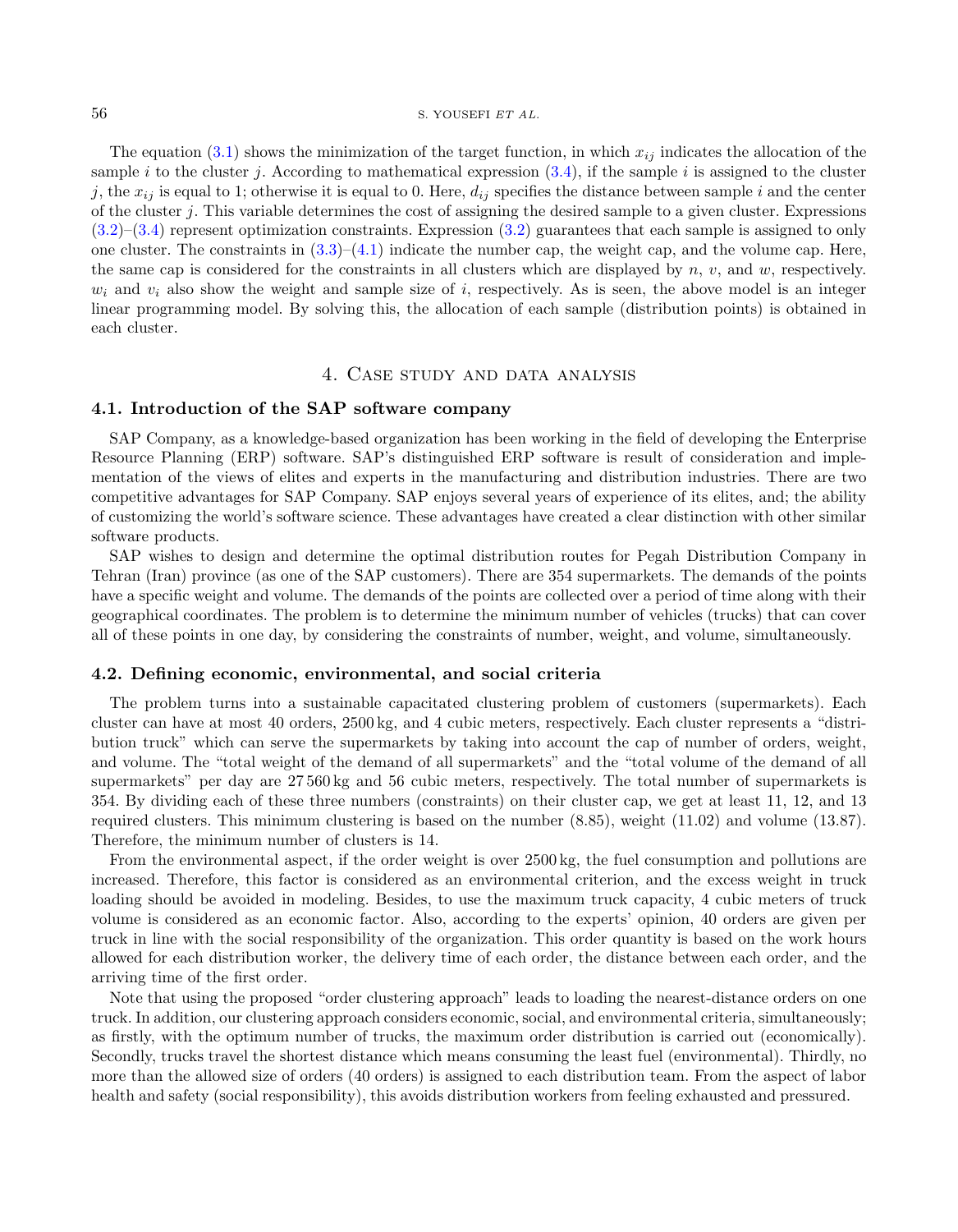The equation (3.1) shows the minimization of the target function, in which $x_{ij}$ indicates the allocation of the sample $i$ to the cluster $j$. According to mathematical expression (3.4), if the sample $i$ is assigned to the cluster $j$, the $x_{ij}$ is equal to 1; otherwise it is equal to 0. Here, $d_{ij}$ specifies the distance between sample $i$ and the center of the cluster $j$. This variable determines the cost of assigning the desired sample to a given cluster. Expressions (3.2)–(3.4) represent optimization constraints. Expression (3.2) guarantees that each sample is assigned to only one cluster. The constraints in (3.3)–(4.1) indicate the number cap, the weight cap, and the volume cap. Here, the same cap is considered for the constraints in all clusters which are displayed by $n$, $v$, and $w$, respectively. $w_i$ and $v_i$ also show the weight and sample size of $i$, respectively. As is seen, the above model is an integer linear programming model. By solving this, the allocation of each sample (distribution points) is obtained in each cluster.

## 4. Case study and data analysis

### 4.1. Introduction of the SAP software company

SAP Company, as a knowledge-based organization has been working in the field of developing the Enterprise Resource Planning (ERP) software. SAP's distinguished ERP software is result of consideration and implementation of the views of elites and experts in the manufacturing and distribution industries. There are two competitive advantages for SAP Company. SAP enjoys several years of experience of its elites, and; the ability of customizing the world's software science. These advantages have created a clear distinction with other similar software products.

SAP wishes to design and determine the optimal distribution routes for Pegah Distribution Company in Tehran (Iran) province (as one of the SAP customers). There are 354 supermarkets. The demands of the points have a specific weight and volume. The demands of the points are collected over a period of time along with their geographical coordinates. The problem is to determine the minimum number of vehicles (trucks) that can cover all of these points in one day, by considering the constraints of number, weight, and volume, simultaneously.

### 4.2. Defining economic, environmental, and social criteria

The problem turns into a sustainable capacitated clustering problem of customers (supermarkets). Each cluster can have at most 40 orders, 2500 kg, and 4 cubic meters, respectively. Each cluster represents a "distribution truck" which can serve the supermarkets by taking into account the cap of number of orders, weight, and volume. The "total weight of the demand of all supermarkets" and the "total volume of the demand of all supermarkets" per day are 27 560 kg and 56 cubic meters, respectively. The total number of supermarkets is 354. By dividing each of these three numbers (constraints) on their cluster cap, we get at least 11, 12, and 13 required clusters. This minimum clustering is based on the number (8.85), weight (11.02) and volume (13.87). Therefore, the minimum number of clusters is 14.

From the environmental aspect, if the order weight is over 2500 kg, the fuel consumption and pollutions are increased. Therefore, this factor is considered as an environmental criterion, and the excess weight in truck loading should be avoided in modeling. Besides, to use the maximum truck capacity, 4 cubic meters of truck volume is considered as an economic factor. Also, according to the experts' opinion, 40 orders are given per truck in line with the social responsibility of the organization. This order quantity is based on the work hours allowed for each distribution worker, the delivery time of each order, the distance between each order, and the arriving time of the first order.

Note that using the proposed "order clustering approach" leads to loading the nearest-distance orders on one truck. In addition, our clustering approach considers economic, social, and environmental criteria, simultaneously; as firstly, with the optimum number of trucks, the maximum order distribution is carried out (economically). Secondly, trucks travel the shortest distance which means consuming the least fuel (environmental). Thirdly, no more than the allowed size of orders (40 orders) is assigned to each distribution team. From the aspect of labor health and safety (social responsibility), this avoids distribution workers from feeling exhausted and pressured.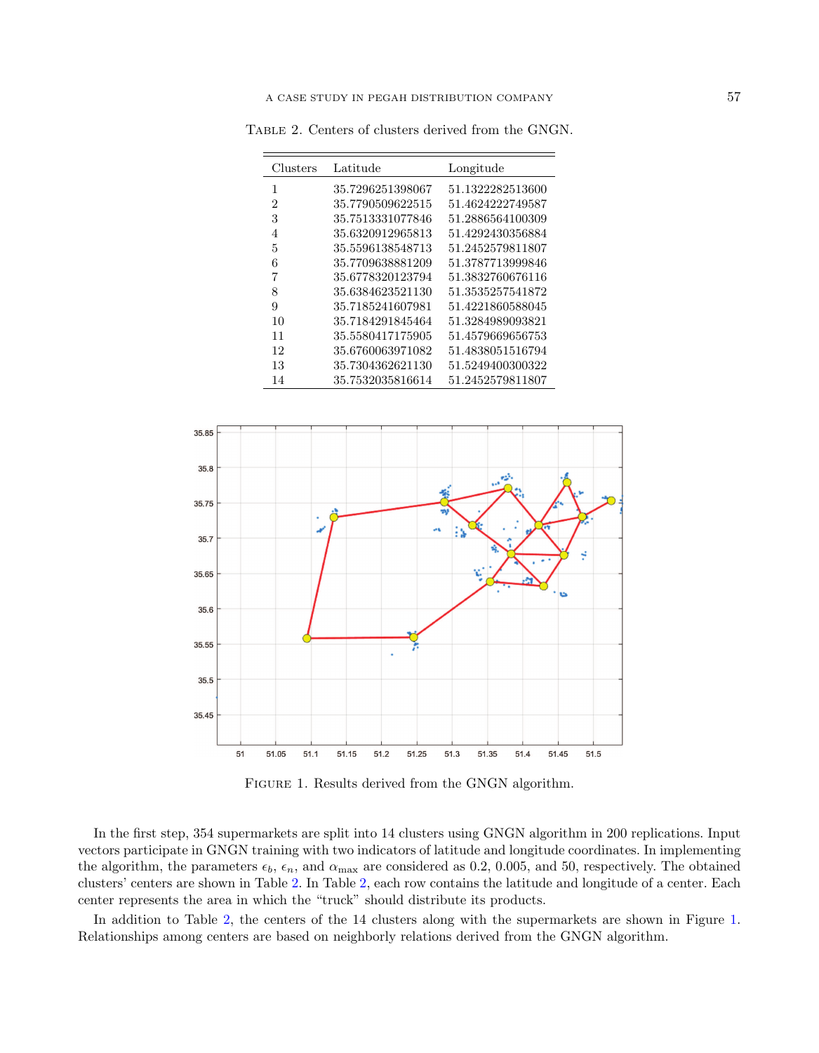Table 2. Centers of clusters derived from the GNGN.

| Clusters | Latitude | Longitude |
|---|---|---|
| 1 | 35.7296251398067 | 51.1322282513600 |
| 2 | 35.7790509622515 | 51.4624222749587 |
| 3 | 35.7513331077846 | 51.2886564100309 |
| 4 | 35.6320912965813 | 51.4292430356884 |
| 5 | 35.5596138548713 | 51.2452579811807 |
| 6 | 35.7709638881209 | 51.3787713999846 |
| 7 | 35.6778320123794 | 51.3832760676116 |
| 8 | 35.6384623521130 | 51.3535257541872 |
| 9 | 35.7185241607981 | 51.4221860588045 |
| 10 | 35.7184291845464 | 51.3284989093821 |
| 11 | 35.5580417175905 | 51.4579669656753 |
| 12 | 35.6760063971082 | 51.4838051516794 |
| 13 | 35.7304362621130 | 51.5249400300322 |
| 14 | 35.7532035816614 | 51.2452579811807 |

Figure 1. Results derived from the GNGN algorithm.

In the first step, 354 supermarkets are split into 14 clusters using GNGN algorithm in 200 replications. Input vectors participate in GNGN training with two indicators of latitude and longitude coordinates. In implementing the algorithm, the parameters $\epsilon_b$, $\epsilon_n$, and $\alpha_{\max}$ are considered as 0.2, 0.005, and 50, respectively. The obtained clusters' centers are shown in Table 2. In Table 2, each row contains the latitude and longitude of a center. Each center represents the area in which the "truck" should distribute its products.

In addition to Table 2, the centers of the 14 clusters along with the supermarkets are shown in Figure 1. Relationships among centers are based on neighborly relations derived from the GNGN algorithm.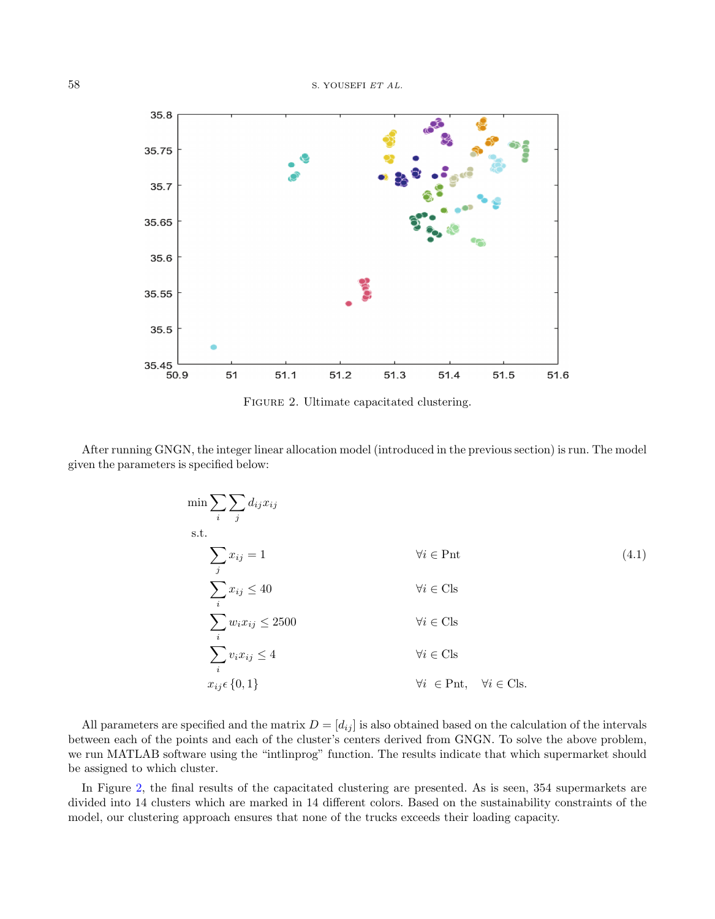FIGURE 2. Ultimate capacitated clustering.

After running GNGN, the integer linear allocation model (introduced in the previous section) is run. The model given the parameters is specified below:

$$
\begin{aligned}
&\min \sum_i \sum_j d_{ij} x_{ij} \\
&\text{s.t.} \\
&\quad \sum_j x_{ij} = 1 && \forall i \in \text{Pnt} \\
&\quad \sum_i x_{ij} \leq 40 && \forall i \in \text{Cls} \\
&\quad \sum_i w_i x_{ij} \leq 2500 && \forall i \in \text{Cls} \\
&\quad \sum_i v_i x_{ij} \leq 4 && \forall i \in \text{Cls} \\
&\quad x_{ij} \epsilon \{0, 1\} && \forall i \ \in \text{Pnt}, \quad \forall i \in \text{Cls}.
\end{aligned}
\tag{4.1}
$$

All parameters are specified and the matrix $D = [d_{ij}]$ is also obtained based on the calculation of the intervals between each of the points and each of the cluster's centers derived from GNGN. To solve the above problem, we run MATLAB software using the "intlinprog" function. The results indicate that which supermarket should be assigned to which cluster.

In Figure 2, the final results of the capacitated clustering are presented. As is seen, 354 supermarkets are divided into 14 clusters which are marked in 14 different colors. Based on the sustainability constraints of the model, our clustering approach ensures that none of the trucks exceeds their loading capacity.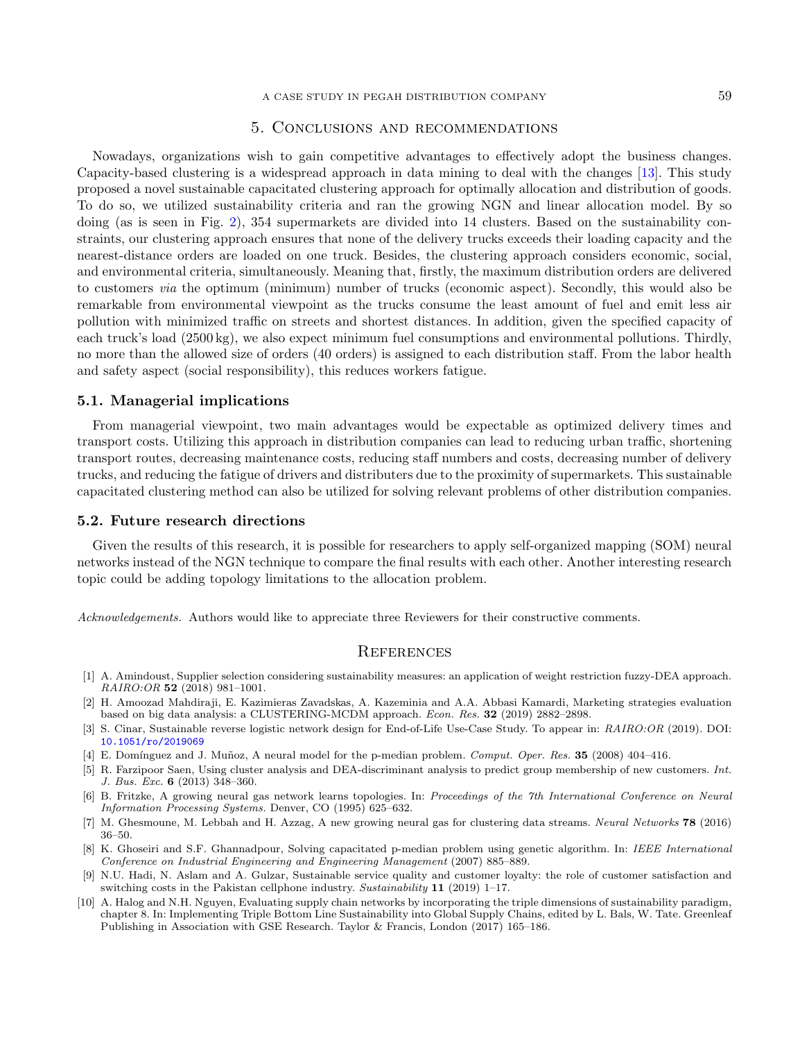## 5. Conclusions and recommendations

Nowadays, organizations wish to gain competitive advantages to effectively adopt the business changes. Capacity-based clustering is a widespread approach in data mining to deal with the changes [13]. This study proposed a novel sustainable capacitated clustering approach for optimally allocation and distribution of goods. To do so, we utilized sustainability criteria and ran the growing NGN and linear allocation model. By so doing (as is seen in Fig. 2), 354 supermarkets are divided into 14 clusters. Based on the sustainability constraints, our clustering approach ensures that none of the delivery trucks exceeds their loading capacity and the nearest-distance orders are loaded on one truck. Besides, the clustering approach considers economic, social, and environmental criteria, simultaneously. Meaning that, firstly, the maximum distribution orders are delivered to customers *via* the optimum (minimum) number of trucks (economic aspect). Secondly, this would also be remarkable from environmental viewpoint as the trucks consume the least amount of fuel and emit less air pollution with minimized traffic on streets and shortest distances. In addition, given the specified capacity of each truck's load (2500 kg), we also expect minimum fuel consumptions and environmental pollutions. Thirdly, no more than the allowed size of orders (40 orders) is assigned to each distribution staff. From the labor health and safety aspect (social responsibility), this reduces workers fatigue.

### 5.1. Managerial implications

From managerial viewpoint, two main advantages would be expectable as optimized delivery times and transport costs. Utilizing this approach in distribution companies can lead to reducing urban traffic, shortening transport routes, decreasing maintenance costs, reducing staff numbers and costs, decreasing number of delivery trucks, and reducing the fatigue of drivers and distributers due to the proximity of supermarkets. This sustainable capacitated clustering method can also be utilized for solving relevant problems of other distribution companies.

### 5.2. Future research directions

Given the results of this research, it is possible for researchers to apply self-organized mapping (SOM) neural networks instead of the NGN technique to compare the final results with each other. Another interesting research topic could be adding topology limitations to the allocation problem.

*Acknowledgements.* Authors would like to appreciate three Reviewers for their constructive comments.

## References

[1] A. Amindoust, Supplier selection considering sustainability measures: an application of weight restriction fuzzy-DEA approach. *RAIRO:OR* **52** (2018) 981–1001.

[2] H. Amoozad Mahdiraji, E. Kazimieras Zavadskas, A. Kazeminia and A.A. Abbasi Kamardi, Marketing strategies evaluation based on big data analysis: a CLUSTERING-MCDM approach. *Econ. Res.* **32** (2019) 2882–2898.

[3] S. Cinar, Sustainable reverse logistic network design for End-of-Life Use-Case Study. To appear in: *RAIRO:OR* (2019). DOI: 10.1051/ro/2019069

[4] E. Domínguez and J. Muñoz, A neural model for the p-median problem. *Comput. Oper. Res.* **35** (2008) 404–416.

[5] R. Farzipoor Saen, Using cluster analysis and DEA-discriminant analysis to predict group membership of new customers. *Int. J. Bus. Exc.* **6** (2013) 348–360.

[6] B. Fritzke, A growing neural gas network learns topologies. In: *Proceedings of the 7th International Conference on Neural Information Processing Systems.* Denver, CO (1995) 625–632.

[7] M. Ghesmoune, M. Lebbah and H. Azzag, A new growing neural gas for clustering data streams. *Neural Networks* **78** (2016) 36–50.

[8] K. Ghoseiri and S.F. Ghannadpour, Solving capacitated p-median problem using genetic algorithm. In: *IEEE International Conference on Industrial Engineering and Engineering Management* (2007) 885–889.

[9] N.U. Hadi, N. Aslam and A. Gulzar, Sustainable service quality and customer loyalty: the role of customer satisfaction and switching costs in the Pakistan cellphone industry. *Sustainability* **11** (2019) 1–17.

[10] A. Halog and N.H. Nguyen, Evaluating supply chain networks by incorporating the triple dimensions of sustainability paradigm, chapter 8. In: Implementing Triple Bottom Line Sustainability into Global Supply Chains, edited by L. Bals, W. Tate. Greenleaf Publishing in Association with GSE Research. Taylor & Francis, London (2017) 165–186.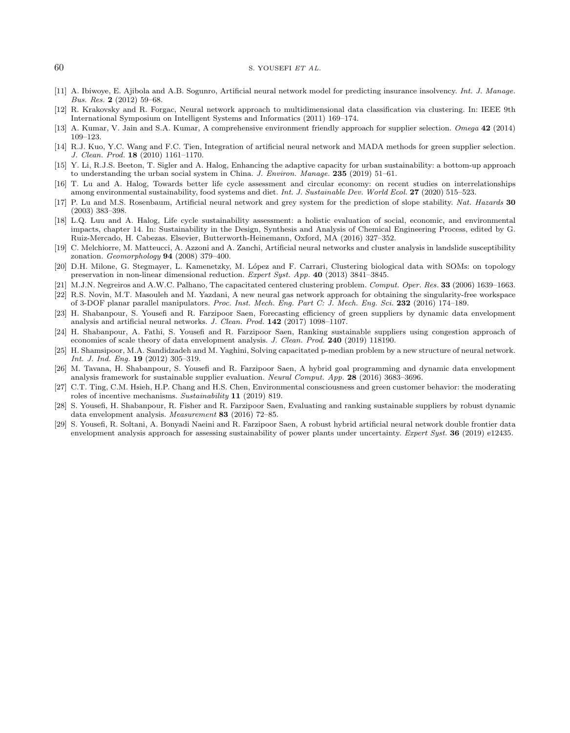[11] A. Ibiwoye, E. Ajibola and A.B. Sogunro, Artificial neural network model for predicting insurance insolvency. *Int. J. Manage. Bus. Res.* **2** (2012) 59–68.

[12] R. Krakovsky and R. Forgac, Neural network approach to multidimensional data classification via clustering. In: IEEE 9th International Symposium on Intelligent Systems and Informatics (2011) 169–174.

[13] A. Kumar, V. Jain and S.A. Kumar, A comprehensive environment friendly approach for supplier selection. *Omega* **42** (2014) 109–123.

[14] R.J. Kuo, Y.C. Wang and F.C. Tien, Integration of artificial neural network and MADA methods for green supplier selection. *J. Clean. Prod.* **18** (2010) 1161–1170.

[15] Y. Li, R.J.S. Beeton, T. Sigler and A. Halog, Enhancing the adaptive capacity for urban sustainability: a bottom-up approach to understanding the urban social system in China. *J. Environ. Manage.* **235** (2019) 51–61.

[16] T. Lu and A. Halog, Towards better life cycle assessment and circular economy: on recent studies on interrelationships among environmental sustainability, food systems and diet. *Int. J. Sustainable Dev. World Ecol.* **27** (2020) 515–523.

[17] P. Lu and M.S. Rosenbaum, Artificial neural network and grey system for the prediction of slope stability. *Nat. Hazards* **30** (2003) 383–398.

[18] L.Q. Luu and A. Halog, Life cycle sustainability assessment: a holistic evaluation of social, economic, and environmental impacts, chapter 14. In: Sustainability in the Design, Synthesis and Analysis of Chemical Engineering Process, edited by G. Ruiz-Mercado, H. Cabezas. Elsevier, Butterworth-Heinemann, Oxford, MA (2016) 327–352.

[19] C. Melchiorre, M. Matteucci, A. Azzoni and A. Zanchi, Artificial neural networks and cluster analysis in landslide susceptibility zonation. *Geomorphology* **94** (2008) 379–400.

[20] D.H. Milone, G. Stegmayer, L. Kamenetzky, M. López and F. Carrari, Clustering biological data with SOMs: on topology preservation in non-linear dimensional reduction. *Expert Syst. App.* **40** (2013) 3841–3845.

[21] M.J.N. Negreiros and A.W.C. Palhano, The capacitated centered clustering problem. *Comput. Oper. Res.* **33** (2006) 1639–1663.

[22] R.S. Novin, M.T. Masouleh and M. Yazdani, A new neural gas network approach for obtaining the singularity-free workspace of 3-DOF planar parallel manipulators. *Proc. Inst. Mech. Eng. Part C: J. Mech. Eng. Sci.* **232** (2016) 174–189.

[23] H. Shabanpour, S. Yousefi and R. Farzipoor Saen, Forecasting efficiency of green suppliers by dynamic data envelopment analysis and artificial neural networks. *J. Clean. Prod.* **142** (2017) 1098–1107.

[24] H. Shabanpour, A. Fathi, S. Yousefi and R. Farzipoor Saen, Ranking sustainable suppliers using congestion approach of economies of scale theory of data envelopment analysis. *J. Clean. Prod.* **240** (2019) 118190.

[25] H. Shamsipoor, M.A. Sandidzadeh and M. Yaghini, Solving capacitated p-median problem by a new structure of neural network. *Int. J. Ind. Eng.* **19** (2012) 305–319.

[26] M. Tavana, H. Shabanpour, S. Yousefi and R. Farzipoor Saen, A hybrid goal programming and dynamic data envelopment analysis framework for sustainable supplier evaluation. *Neural Comput. App.* **28** (2016) 3683–3696.

[27] C.T. Ting, C.M. Hsieh, H.P. Chang and H.S. Chen, Environmental consciousness and green customer behavior: the moderating roles of incentive mechanisms. *Sustainability* **11** (2019) 819.

[28] S. Yousefi, H. Shabanpour, R. Fisher and R. Farzipoor Saen, Evaluating and ranking sustainable suppliers by robust dynamic data envelopment analysis. *Measurement* **83** (2016) 72–85.

[29] S. Yousefi, R. Soltani, A. Bonyadi Naeini and R. Farzipoor Saen, A robust hybrid artificial neural network double frontier data envelopment analysis approach for assessing sustainability of power plants under uncertainty. *Expert Syst.* **36** (2019) e12435.